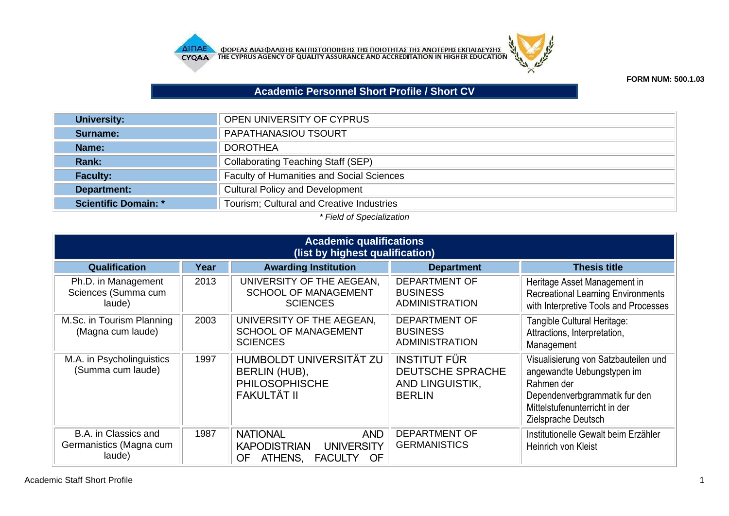ΦΟΡΕΑΣ ΔΙΑΣΦΑΛΙΣΗΣ ΚΑΙ ΠΙΣΤΟΠΟΙΗΣΗΣ ΤΗΣ ΠΟΙΟΤΗΤΑΣ ΤΗΣ ΑΝΩΤΕΡΗΣ ΕΚΠΑΙΔΕΥΣΗΣ
THE CYPRUS AGENCY OF QUALITY ASSURANCE AND ACCREDITATION IN HIGHER EDUCATION

**FORM NUM: 500.1.03**

# Academic Personnel Short Profile / Short CV

| | |
|---|---|
| **University:** | OPEN UNIVERSITY OF CYPRUS |
| **Surname:** | PAPATHANASIOU TSOURT |
| **Name:** | DOROTHEA |
| **Rank:** | Collaborating Teaching Staff (SEP) |
| **Faculty:** | Faculty of Humanities and Social Sciences |
| **Department:** | Cultural Policy and Development |
| **Scientific Domain: *** | Tourism; Cultural and Creative Industries |

*\* Field of Specialization*

## Academic qualifications (list by highest qualification)

| Qualification | Year | Awarding Institution | Department | Thesis title |
|---|---|---|---|---|
| Ph.D. in Management Sciences (Summa cum laude) | 2013 | UNIVERSITY OF THE AEGEAN, SCHOOL OF MANAGEMENT SCIENCES | DEPARTMENT OF BUSINESS ADMINISTRATION | Heritage Asset Management in Recreational Learning Environments with Interpretive Tools and Processes |
| M.Sc. in Tourism Planning (Magna cum laude) | 2003 | UNIVERSITY OF THE AEGEAN, SCHOOL OF MANAGEMENT SCIENCES | DEPARTMENT OF BUSINESS ADMINISTRATION | Tangible Cultural Heritage: Attractions, Interpretation, Management |
| M.A. in Psycholinguistics (Summa cum laude) | 1997 | HUMBOLDT UNIVERSITÄT ZU BERLIN (HUB), PHILOSOPHISCHE FAKULTÄT II | INSTITUT FÜR DEUTSCHE SPRACHE AND LINGUISTIK, BERLIN | Visualisierung von Satzbauteilen und angewandte Uebungstypen im Rahmen der Dependenverbgrammatik fur den Mittelstufenunterricht in der Zielsprache Deutsch |
| B.A. in Classics and Germanistics (Magna cum laude) | 1987 | NATIONAL AND KAPODISTRIAN UNIVERSITY OF ATHENS, FACULTY OF | DEPARTMENT OF GERMANISTICS | Institutionelle Gewalt beim Erzähler Heinrich von Kleist |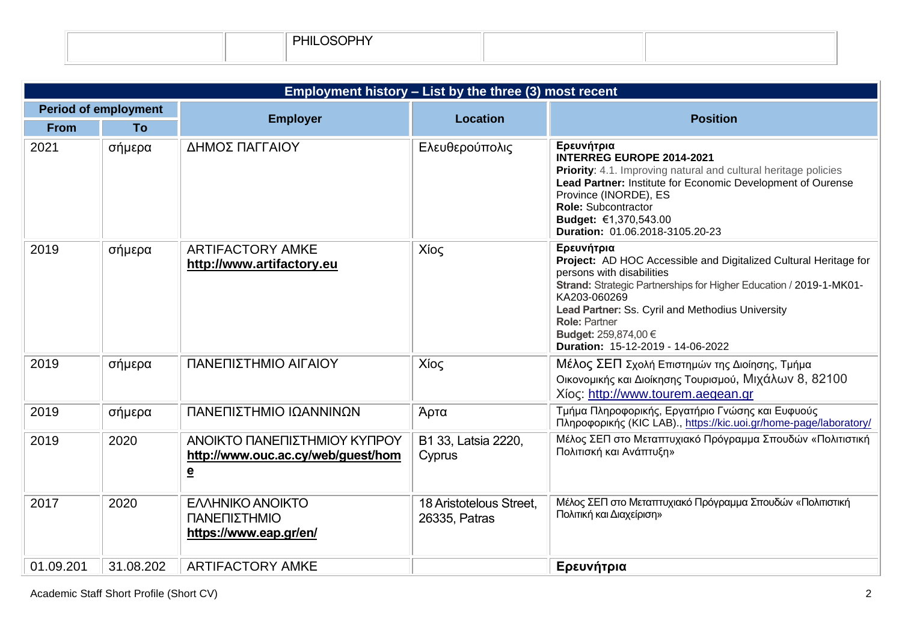| | | PHILOSOPHY | | |
|---|---|---|---|---|

| Employment history – List by the three (3) most recent | | | | |
|---|---|---|---|---|
| **Period of employment** | | **Employer** | **Location** | **Position** |
| **From** | **To** | | | |
| 2021 | σήμερα | ΔΗΜΟΣ ΠΑΓΓΑΙΟΥ | Ελευθερούπολις | **Ερευνήτρια** **INTERREG EUROPE 2014-2021** **Priority**: 4.1. Improving natural and cultural heritage policies **Lead Partner:** Institute for Economic Development of Ourense Province (INORDE), ES **Role:** Subcontractor **Budget:** €1,370,543.00 **Duration:** 01.06.2018-3105.20-23 |
| 2019 | σήμερα | ARTIFACTORY AMKE **http://www.artifactory.eu** | Χίος | **Ερευνήτρια** **Project:** AD HOC Accessible and Digitalized Cultural Heritage for persons with disabilities **Strand:** Strategic Partnerships for Higher Education / 2019-1-MK01-KA203-060269 **Lead Partner:** Ss. Cyril and Methodius University **Role:** Partner **Budget:** 259,874,00 € **Duration:** 15-12-2019 - 14-06-2022 |
| 2019 | σήμερα | ΠΑΝΕΠΙΣΤΗΜΙΟ ΑΙΓΑΙΟΥ | Χίος | Μέλος ΣΕΠ Σχολή Επιστημών της Διοίησης, Τμήμα Οικονομικής και Διοίκησης Τουρισμού, Μιχάλων 8, 82100 Χίος: http://www.tourem.aegean.gr |
| 2019 | σήμερα | ΠΑΝΕΠΙΣΤΗΜΙΟ ΙΩΑΝΝΙΝΩΝ | Άρτα | Τμήμα Πληροφορικής, Εργατήριο Γνώσης και Ευφυούς Πληροφορικής (KIC LAB)., https://kic.uoi.gr/home-page/laboratory/ |
| 2019 | 2020 | ΑΝΟΙΚΤΟ ΠΑΝΕΠΙΣΤΗΜΙΟΥ ΚΥΠΡΟΥ **http://www.ouc.ac.cy/web/guest/home** | B1 33, Latsia 2220, Cyprus | Μέλος ΣΕΠ στο Μεταπτυχιακό Πρόγραμμα Σπουδών «Πολιτιστική Πολιτισκή και Ανάπτυξη» |
| 2017 | 2020 | ΕΛΛΗΝΙΚΟ ΑΝΟΙΚΤΟ ΠΑΝΕΠΙΣΤΗΜΙΟ **https://www.eap.gr/en/** | 18 Aristotelous Street, 26335, Patras | Μέλος ΣΕΠ στο Μεταπτυχιακό Πρόγραμμα Σπουδών «Πολιτιστική Πολιτική και Διαχείριση» |
| 01.09.201 | 31.08.202 | ARTIFACTORY AMKE | | **Ερευνήτρια** |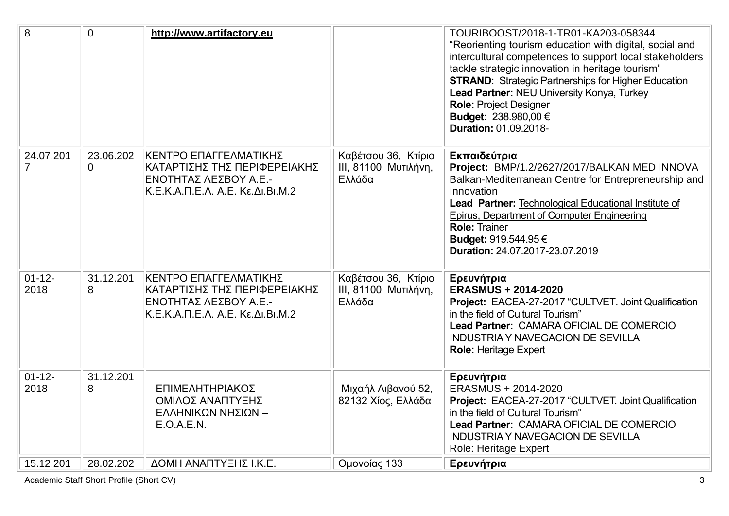| | | | | |
|---|---|---|---|---|
| 8 | 0 | **http://www.artifactory.eu** | | TOURIBOOST/2018-1-TR01-KA203-058344 "Reorienting tourism education with digital, social and intercultural competences to support local stakeholders tackle strategic innovation in heritage tourism" **STRAND**: Strategic Partnerships for Higher Education **Lead Partner:** NEU University Konya, Turkey **Role:** Project Designer **Budget:** 238.980,00 € **Duration:** 01.09.2018- |
| 24.07.2017 | 23.06.2020 | ΚΕΝΤΡΟ ΕΠΑΓΓΕΛΜΑΤΙΚΗΣ ΚΑΤΑΡΤΙΣΗΣ ΤΗΣ ΠΕΡΙΦΕΡΕΙΑΚΗΣ ΕΝΟΤΗΤΑΣ ΛΕΣΒΟΥ Α.Ε.- Κ.Ε.Κ.Α.Π.Ε.Λ. Α.Ε. Κε.Δι.Βι.Μ.2 | Καβέτσου 36, Κτίριο ΙΙΙ, 81100 Μυτιλήνη, Ελλάδα | **Εκπαιδεύτρια** **Project:** BMP/1.2/2627/2017/BALKAN MED INNOVA Balkan-Mediterranean Centre for Entrepreneurship and Innovation **Lead Partner:** Technological Educational Institute of Epirus, Department of Computer Engineering **Role:** Trainer **Budget:** 919.544.95 € **Duration:** 24.07.2017-23.07.2019 |
| 01-12-2018 | 31.12.2018 | ΚΕΝΤΡΟ ΕΠΑΓΓΕΛΜΑΤΙΚΗΣ ΚΑΤΑΡΤΙΣΗΣ ΤΗΣ ΠΕΡΙΦΕΡΕΙΑΚΗΣ ΕΝΟΤΗΤΑΣ ΛΕΣΒΟΥ Α.Ε.- Κ.Ε.Κ.Α.Π.Ε.Λ. Α.Ε. Κε.Δι.Βι.Μ.2 | Καβέτσου 36, Κτίριο ΙΙΙ, 81100 Μυτιλήνη, Ελλάδα | **Ερευνήτρια** **ERASMUS + 2014-2020** **Project:** EACEA-27-2017 "CULTVET. Joint Qualification in the field of Cultural Tourism" **Lead Partner:** CAMARA OFICIAL DE COMERCIO INDUSTRIA Y NAVEGACION DE SEVILLA **Role:** Heritage Expert |
| 01-12-2018 | 31.12.2018 | ΕΠΙΜΕΛΗΤΗΡΙΑΚΟΣ ΟΜΙΛΟΣ ΑΝΑΠΤΥΞΗΣ ΕΛΛΗΝΙΚΩΝ ΝΗΣΙΩΝ – Ε.Ο.Α.Ε.Ν. | Μιχαήλ Λιβανού 52, 82132 Χίος, Ελλάδα | **Ερευνήτρια** ERASMUS + 2014-2020 **Project:** EACEA-27-2017 "CULTVET. Joint Qualification in the field of Cultural Tourism" **Lead Partner:** CAMARA OFICIAL DE COMERCIO INDUSTRIA Y NAVEGACION DE SEVILLA Role: Heritage Expert |
| 15.12.201 | 28.02.202 | ΔΟΜΗ ΑΝΑΠΤΥΞΗΣ Ι.Κ.Ε. | Ομονοίας 133 | **Ερευνήτρια** |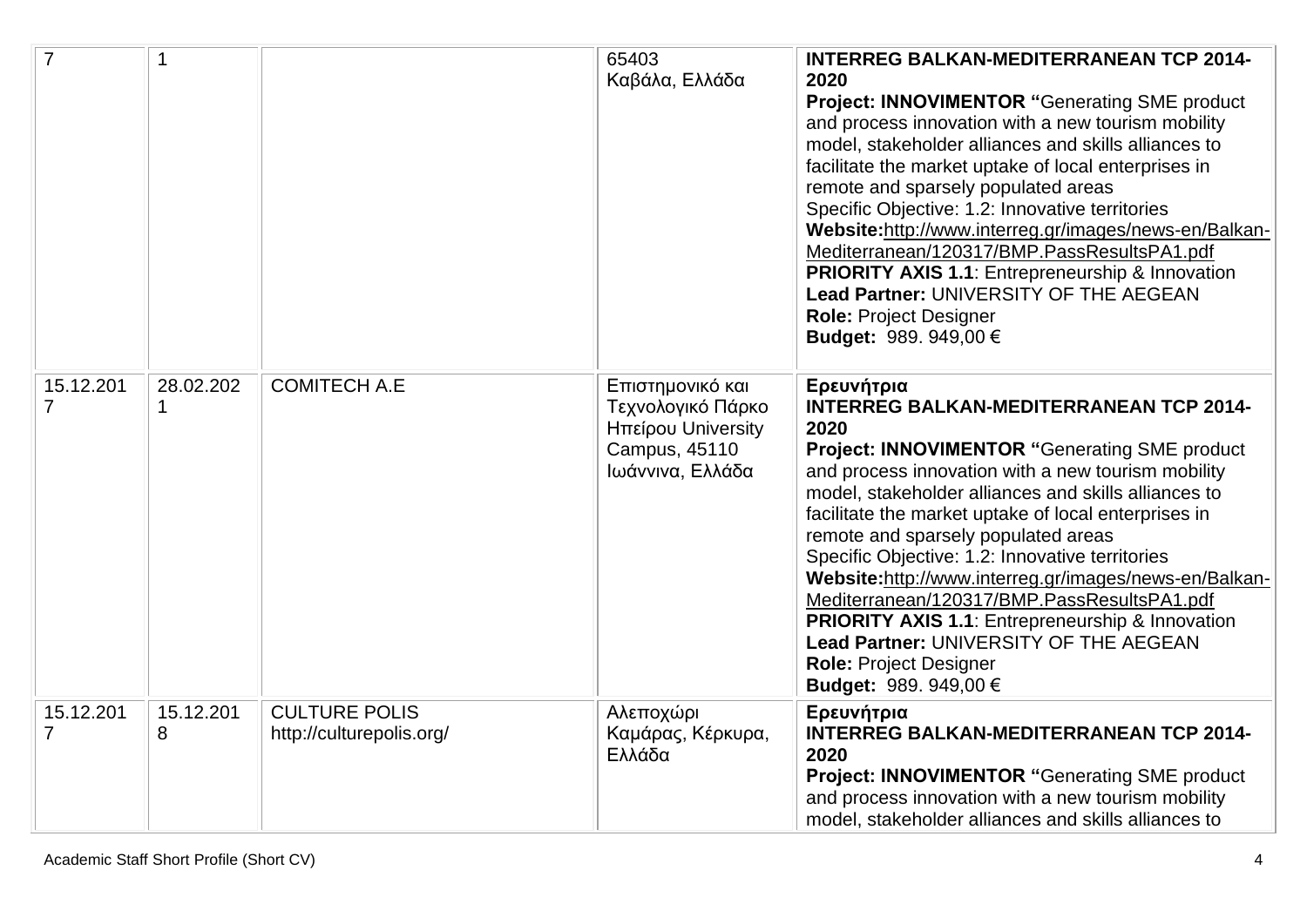| | | | | |
|---|---|---|---|---|
| 7 | 1 | | 65403<br>Καβάλα, Ελλάδα | **INTERREG BALKAN-MEDITERRANEAN TCP 2014-2020**<br>**Project: INNOVIMENTOR "**Generating SME product and process innovation with a new tourism mobility model, stakeholder alliances and skills alliances to facilitate the market uptake of local enterprises in remote and sparsely populated areas<br>Specific Objective: 1.2: Innovative territories<br>**Website:**http://www.interreg.gr/images/news-en/Balkan-Mediterranean/120317/BMP.PassResultsPA1.pdf<br>**PRIORITY AXIS 1.1**: Entrepreneurship & Innovation<br>**Lead Partner:** UNIVERSITY OF THE AEGEAN<br>**Role:** Project Designer<br>**Budget:** 989. 949,00 € |
| 15.12.2017 | 28.02.2021 | COMITECH A.E | Επιστημονικό και Τεχνολογικό Πάρκο Ηπείρου University Campus, 45110 Ιωάννινα, Ελλάδα | **Ερευνήτρια**<br>**INTERREG BALKAN-MEDITERRANEAN TCP 2014-2020**<br>**Project: INNOVIMENTOR "**Generating SME product and process innovation with a new tourism mobility model, stakeholder alliances and skills alliances to facilitate the market uptake of local enterprises in remote and sparsely populated areas<br>Specific Objective: 1.2: Innovative territories<br>**Website:**http://www.interreg.gr/images/news-en/Balkan-Mediterranean/120317/BMP.PassResultsPA1.pdf<br>**PRIORITY AXIS 1.1**: Entrepreneurship & Innovation<br>**Lead Partner:** UNIVERSITY OF THE AEGEAN<br>**Role:** Project Designer<br>**Budget:** 989. 949,00 € |
| 15.12.2017 | 15.12.2018 | CULTURE POLIS<br>http://culturepolis.org/ | Αλεποχώρι Καμάρας, Κέρκυρα, Ελλάδα | **Ερευνήτρια**<br>**INTERREG BALKAN-MEDITERRANEAN TCP 2014-2020**<br>**Project: INNOVIMENTOR "**Generating SME product and process innovation with a new tourism mobility model, stakeholder alliances and skills alliances to |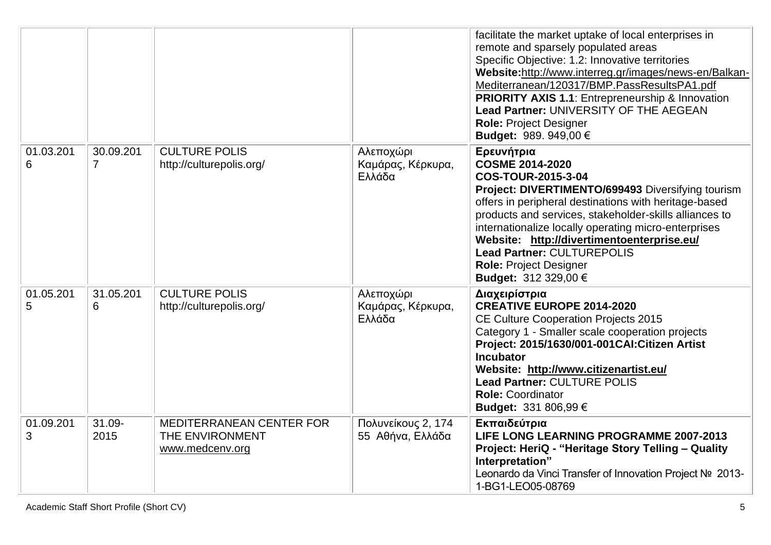| | | | | |
|---|---|---|---|---|
| | | | | facilitate the market uptake of local enterprises in remote and sparsely populated areas<br>Specific Objective: 1.2: Innovative territories<br>**Website:**http://www.interreg.gr/images/news-en/Balkan-Mediterranean/120317/BMP.PassResultsPA1.pdf<br>**PRIORITY AXIS 1.1**: Entrepreneurship & Innovation<br>**Lead Partner:** UNIVERSITY OF THE AEGEAN<br>**Role:** Project Designer<br>**Budget:** 989. 949,00 € |
| 01.03.2016 | 30.09.2017 | CULTURE POLIS<br>http://culturepolis.org/ | Αλεποχώρι Καμάρας, Κέρκυρα, Ελλάδα | **Ερευνήτρια**<br>**COSME 2014-2020**<br>**COS-TOUR-2015-3-04**<br>**Project: DIVERTIMENTO/699493** Diversifying tourism offers in peripheral destinations with heritage-based products and services, stakeholder-skills alliances to internationalize locally operating micro-enterprises<br>**Website: http://divertimentoenterprise.eu/**<br>**Lead Partner:** CULTUREPOLIS<br>**Role:** Project Designer<br>**Budget:** 312 329,00 € |
| 01.05.2015 | 31.05.2016 | CULTURE POLIS<br>http://culturepolis.org/ | Αλεποχώρι Καμάρας, Κέρκυρα, Ελλάδα | **Διαχειρίστρια**<br>**CREATIVE EUROPE 2014-2020**<br>CE Culture Cooperation Projects 2015<br>Category 1 - Smaller scale cooperation projects<br>**Project: 2015/1630/001-001CAI:Citizen Artist Incubator**<br>**Website: http://www.citizenartist.eu/**<br>**Lead Partner:** CULTURE POLIS<br>**Role:** Coordinator<br>**Budget:** 331 806,99 € |
| 01.09.2013 | 31.09-2015 | MEDITERRANEAN CENTER FOR THE ENVIRONMENT<br>www.medcenv.org | Πολυνείκους 2, 174 55 Αθήνα, Ελλάδα | **Εκπαιδεύτρια**<br>**LIFE LONG LEARNING PROGRAMME 2007-2013**<br>**Project: HeriQ - "Heritage Story Telling – Quality Interpretation"**<br>Leonardo da Vinci Transfer of Innovation Project № 2013-1-BG1-LEO05-08769 |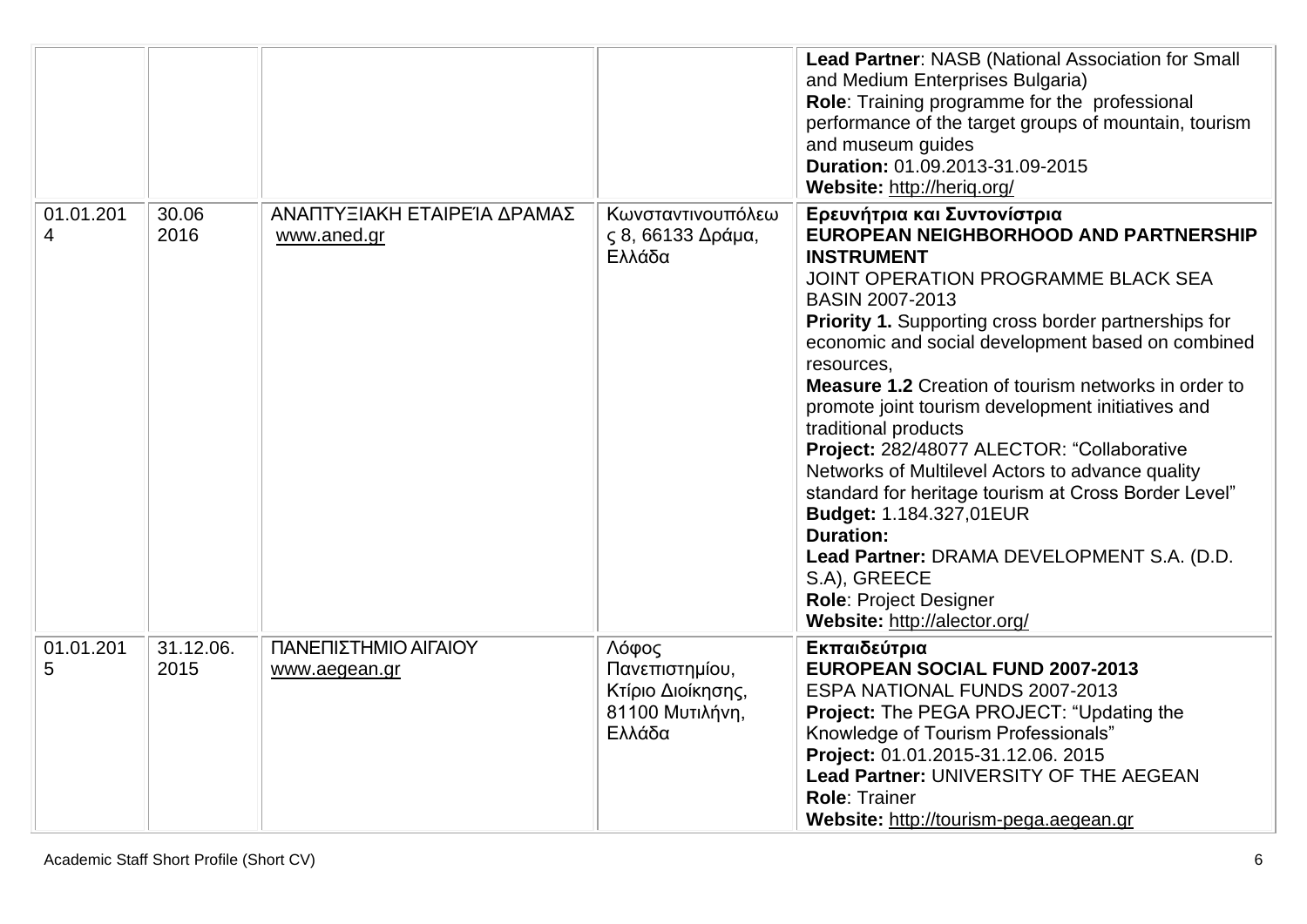| | | | | |
|---|---|---|---|---|
| | | | | **Lead Partner**: NASB (National Association for Small and Medium Enterprises Bulgaria)<br>**Role**: Training programme for the professional performance of the target groups of mountain, tourism and museum guides<br>**Duration:** 01.09.2013-31.09-2015<br>**Website:** http://heriq.org/ |
| 01.01.2014 | 30.06 2016 | ΑΝΑΠΤΥΞΙΑΚΗ ΕΤΑΙΡΕΊΑ ΔΡΑΜΑΣ www.aned.gr | Κωνσταντινουπόλεως 8, 66133 Δράμα, Ελλάδα | **Ερευνήτρια και Συντονίστρια**<br>**EUROPEAN NEIGHBORHOOD AND PARTNERSHIP INSTRUMENT**<br>JOINT OPERATION PROGRAMME BLACK SEA BASIN 2007-2013<br>**Priority 1.** Supporting cross border partnerships for economic and social development based on combined resources,<br>**Measure 1.2** Creation of tourism networks in order to promote joint tourism development initiatives and traditional products<br>**Project:** 282/48077 ALECTOR: "Collaborative Networks of Multilevel Actors to advance quality standard for heritage tourism at Cross Border Level"<br>**Budget:** 1.184.327,01EUR<br>**Duration:**<br>**Lead Partner:** DRAMA DEVELOPMENT S.A. (D.D. S.A), GREECE<br>**Role**: Project Designer<br>**Website:** http://alector.org/ |
| 01.01.2015 | 31.12.06. 2015 | ΠΑΝΕΠΙΣΤΗΜΙΟ ΑΙΓΑΙΟΥ www.aegean.gr | Λόφος Πανεπιστημίου, Κτίριο Διοίκησης, 81100 Μυτιλήνη, Ελλάδα | **Εκπαιδεύτρια**<br>**EUROPEAN SOCIAL FUND 2007-2013**<br>ESPA NATIONAL FUNDS 2007-2013<br>**Project:** The PEGA PROJECT: "Updating the Knowledge of Tourism Professionals"<br>**Project:** 01.01.2015-31.12.06. 2015<br>**Lead Partner:** UNIVERSITY OF THE AEGEAN<br>**Role**: Trainer<br>**Website:** http://tourism-pega.aegean.gr |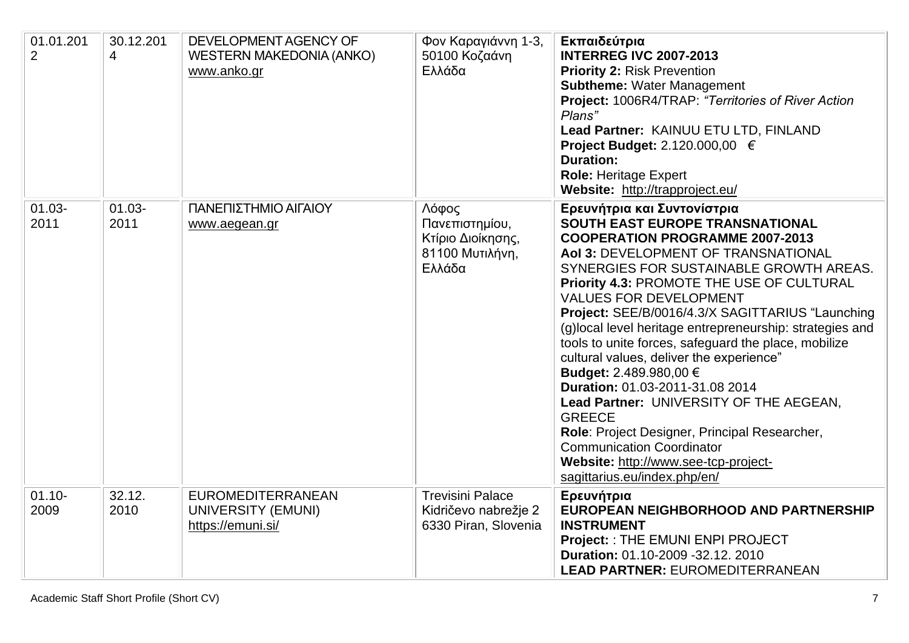| | | | | |
|---|---|---|---|---|
| 01.01.2012 | 30.12.2014 | DEVELOPMENT AGENCY OF WESTERN MAKEDONIA (ANKO) www.anko.gr | Φον Καραγιάννη 1-3, 50100 Κοζαάνη Ελλάδα | **Εκπαιδεύτρια**<br>**INTERREG IVC 2007-2013**<br>**Priority 2:** Risk Prevention<br>**Subtheme:** Water Management<br>**Project:** 1006R4/TRAP: *"Territories of River Action Plans"*<br>**Lead Partner:** KAINUU ETU LTD, FINLAND<br>**Project Budget:** 2.120.000,00 €<br>**Duration:**<br>**Role:** Heritage Expert<br>**Website:** http://trapproject.eu/ |
| 01.03-2011 | 01.03-2011 | ΠΑΝΕΠΙΣΤΗΜΙΟ ΑΙΓΑΙΟΥ www.aegean.gr | Λόφος Πανεπιστημίου, Κτίριο Διοίκησης, 81100 Μυτιλήνη, Ελλάδα | **Ερευνήτρια και Συντονίστρια**<br>**SOUTH EAST EUROPE TRANSNATIONAL COOPERATION PROGRAMME 2007-2013**<br>**AoI 3:** DEVELOPMENT OF TRANSNATIONAL SYNERGIES FOR SUSTAINABLE GROWTH AREAS.<br>**Priority 4.3:** PROMOTE THE USE OF CULTURAL VALUES FOR DEVELOPMENT<br>**Project:** SEE/B/0016/4.3/X SAGITTARIUS "Launching (g)local level heritage entrepreneurship: strategies and tools to unite forces, safeguard the place, mobilize cultural values, deliver the experience"<br>**Budget:** 2.489.980,00 €<br>**Duration:** 01.03-2011-31.08 2014<br>**Lead Partner:** UNIVERSITY OF THE AEGEAN, GREECE<br>**Role**: Project Designer, Principal Researcher, Communication Coordinator<br>**Website:** http://www.see-tcp-project-sagittarius.eu/index.php/en/ |
| 01.10-2009 | 32.12. 2010 | EUROMEDITERRANEAN UNIVERSITY (EMUNI) https://emuni.si/ | Trevisini Palace Kidričevo nabrežje 2 6330 Piran, Slovenia | **Ερευνήτρια**<br>**EUROPEAN NEIGHBORHOOD AND PARTNERSHIP INSTRUMENT**<br>**Project:** : THE EMUNI ENPI PROJECT<br>**Duration:** 01.10-2009 -32.12. 2010<br>**LEAD PARTNER:** EUROMEDITERRANEAN |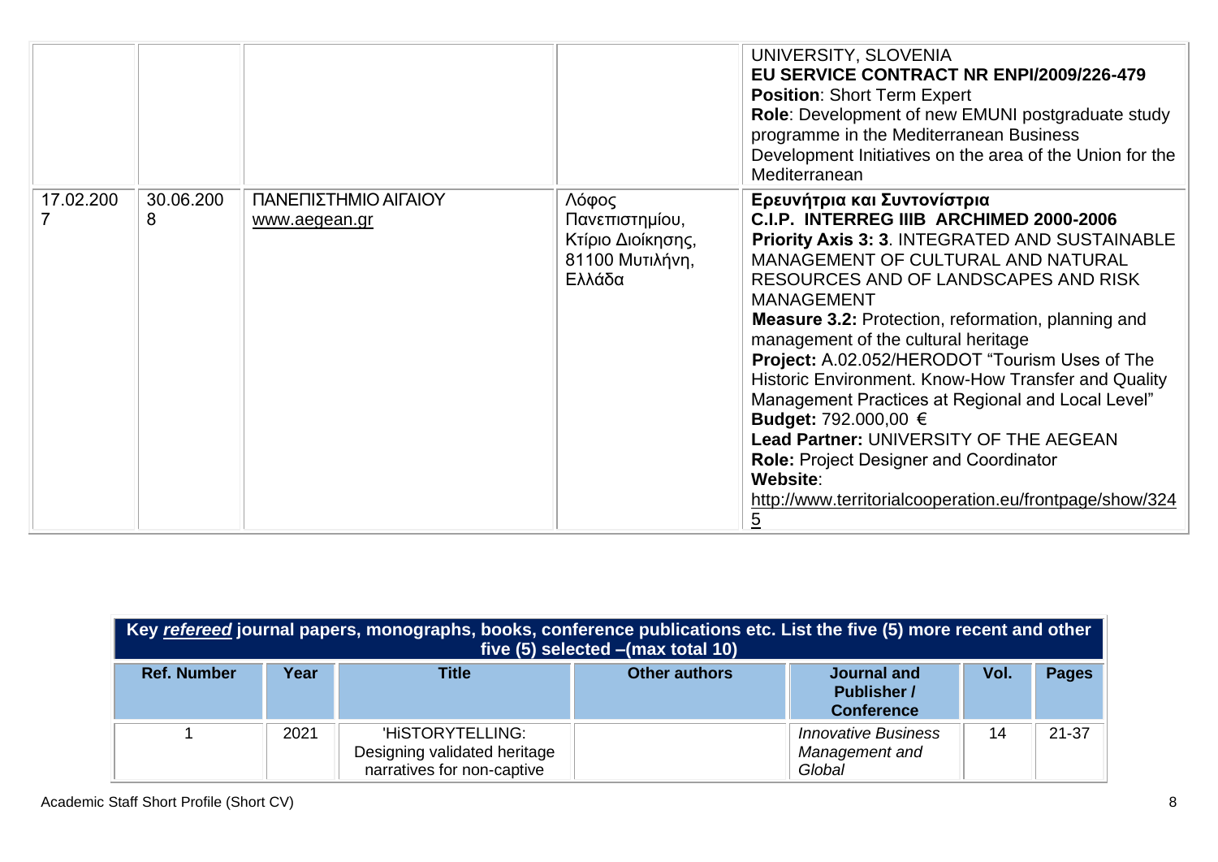| | | | | |
|---|---|---|---|---|
| | | | | UNIVERSITY, SLOVENIA<br>**EU SERVICE CONTRACT NR ENPI/2009/226-479**<br>**Position**: Short Term Expert<br>**Role**: Development of new EMUNI postgraduate study programme in the Mediterranean Business Development Initiatives on the area of the Union for the Mediterranean |
| 17.02.2007 | 30.06.2008 | ΠΑΝΕΠΙΣΤΗΜΙΟ ΑΙΓΑΙΟΥ<br>www.aegean.gr | Λόφος Πανεπιστημίου, Κτίριο Διοίκησης, 81100 Μυτιλήνη, Ελλάδα | **Ερευνήτρια και Συντονίστρια**<br>**C.I.P. INTERREG IIIB ARCHIMED 2000-2006**<br>**Priority Axis 3: 3**. INTEGRATED AND SUSTAINABLE MANAGEMENT OF CULTURAL AND NATURAL RESOURCES AND OF LANDSCAPES AND RISK MANAGEMENT<br>**Measure 3.2:** Protection, reformation, planning and management of the cultural heritage<br>**Project:** A.02.052/HERODOT "Tourism Uses of The Historic Environment. Know-How Transfer and Quality Management Practices at Regional and Local Level"<br>**Budget:** 792.000,00 €<br>**Lead Partner:** UNIVERSITY OF THE AEGEAN<br>**Role:** Project Designer and Coordinator<br>**Website**:<br>http://www.territorialcooperation.eu/frontpage/show/3245 |

**Key *refereed* journal papers, monographs, books, conference publications etc. List the five (5) more recent and other five (5) selected –(max total 10)**

| Ref. Number | Year | Title | Other authors | Journal and Publisher / Conference | Vol. | Pages |
|---|---|---|---|---|---|---|
| 1 | 2021 | 'HiSTORYTELLING: Designing validated heritage narratives for non-captive | | *Innovative Business Management and Global* | 14 | 21-37 |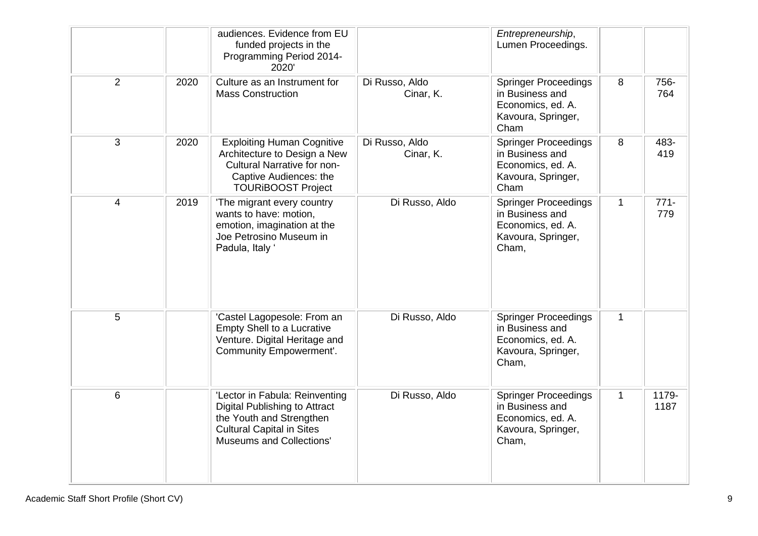| | | | | | | |
|---|---|---|---|---|---|---|
| | | audiences. Evidence from EU funded projects in the Programming Period 2014-2020' | | *Entrepreneurship*, Lumen Proceedings. | | |
| 2 | 2020 | Culture as an Instrument for Mass Construction | Di Russo, Aldo Cinar, K. | Springer Proceedings in Business and Economics, ed. A. Kavoura, Springer, Cham | 8 | 756-764 |
| 3 | 2020 | Exploiting Human Cognitive Architecture to Design a New Cultural Narrative for non-Captive Audiences: the TOURiBOOST Project | Di Russo, Aldo Cinar, K. | Springer Proceedings in Business and Economics, ed. A. Kavoura, Springer, Cham | 8 | 483-419 |
| 4 | 2019 | 'The migrant every country wants to have: motion, emotion, imagination at the Joe Petrosino Museum in Padula, Italy ' | Di Russo, Aldo | Springer Proceedings in Business and Economics, ed. A. Kavoura, Springer, Cham, | 1 | 771-779 |
| 5 | | 'Castel Lagopesole: From an Empty Shell to a Lucrative Venture. Digital Heritage and Community Empowerment'. | Di Russo, Aldo | Springer Proceedings in Business and Economics, ed. A. Kavoura, Springer, Cham, | 1 | |
| 6 | | 'Lector in Fabula: Reinventing Digital Publishing to Attract the Youth and Strengthen Cultural Capital in Sites Museums and Collections' | Di Russo, Aldo | Springer Proceedings in Business and Economics, ed. A. Kavoura, Springer, Cham, | 1 | 1179-1187 |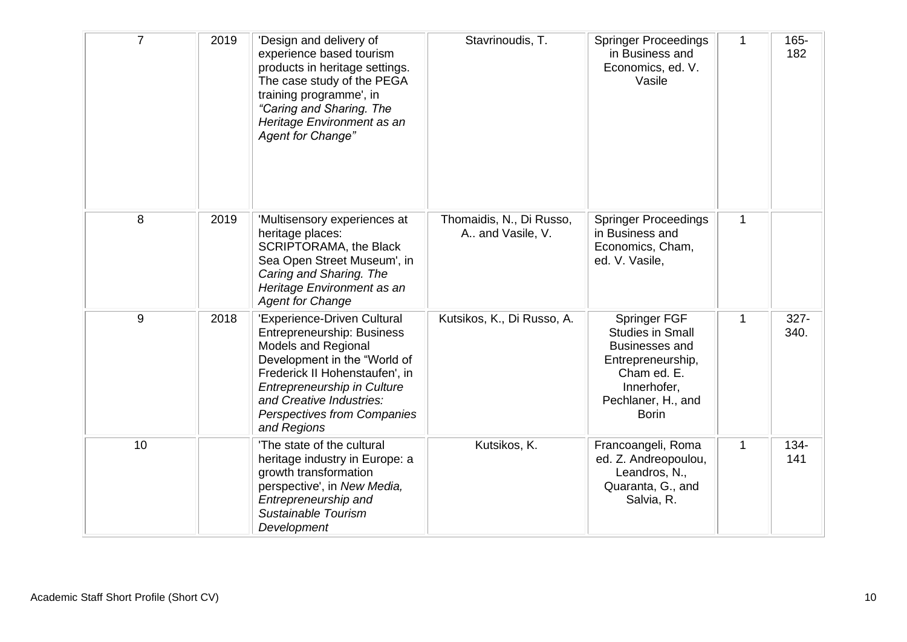| | | | | | | |
|---|---|---|---|---|---|---|
| 7 | 2019 | 'Design and delivery of experience based tourism products in heritage settings. The case study of the PEGA training programme', in *"Caring and Sharing. The Heritage Environment as an Agent for Change"* | Stavrinoudis, T. | Springer Proceedings in Business and Economics, ed. V. Vasile | 1 | 165-182 |
| 8 | 2019 | 'Multisensory experiences at heritage places: SCRIPTORAMA, the Black Sea Open Street Museum', in *Caring and Sharing. The Heritage Environment as an Agent for Change* | Thomaidis, N., Di Russo, A.. and Vasile, V. | Springer Proceedings in Business and Economics, Cham, ed. V. Vasile, | 1 | |
| 9 | 2018 | 'Experience-Driven Cultural Entrepreneurship: Business Models and Regional Development in the "World of Frederick II Hohenstaufen', in *Entrepreneurship in Culture and Creative Industries: Perspectives from Companies and Regions* | Kutsikos, K., Di Russo, A. | Springer FGF Studies in Small Businesses and Entrepreneurship, Cham ed. E. Innerhofer, Pechlaner, H., and Borin | 1 | 327-340. |
| 10 | | 'The state of the cultural heritage industry in Europe: a growth transformation perspective', in *New Media, Entrepreneurship and Sustainable Tourism Development* | Kutsikos, K. | Francoangeli, Roma ed. Z. Andreopoulou, Leandros, N., Quaranta, G., and Salvia, R. | 1 | 134-141 |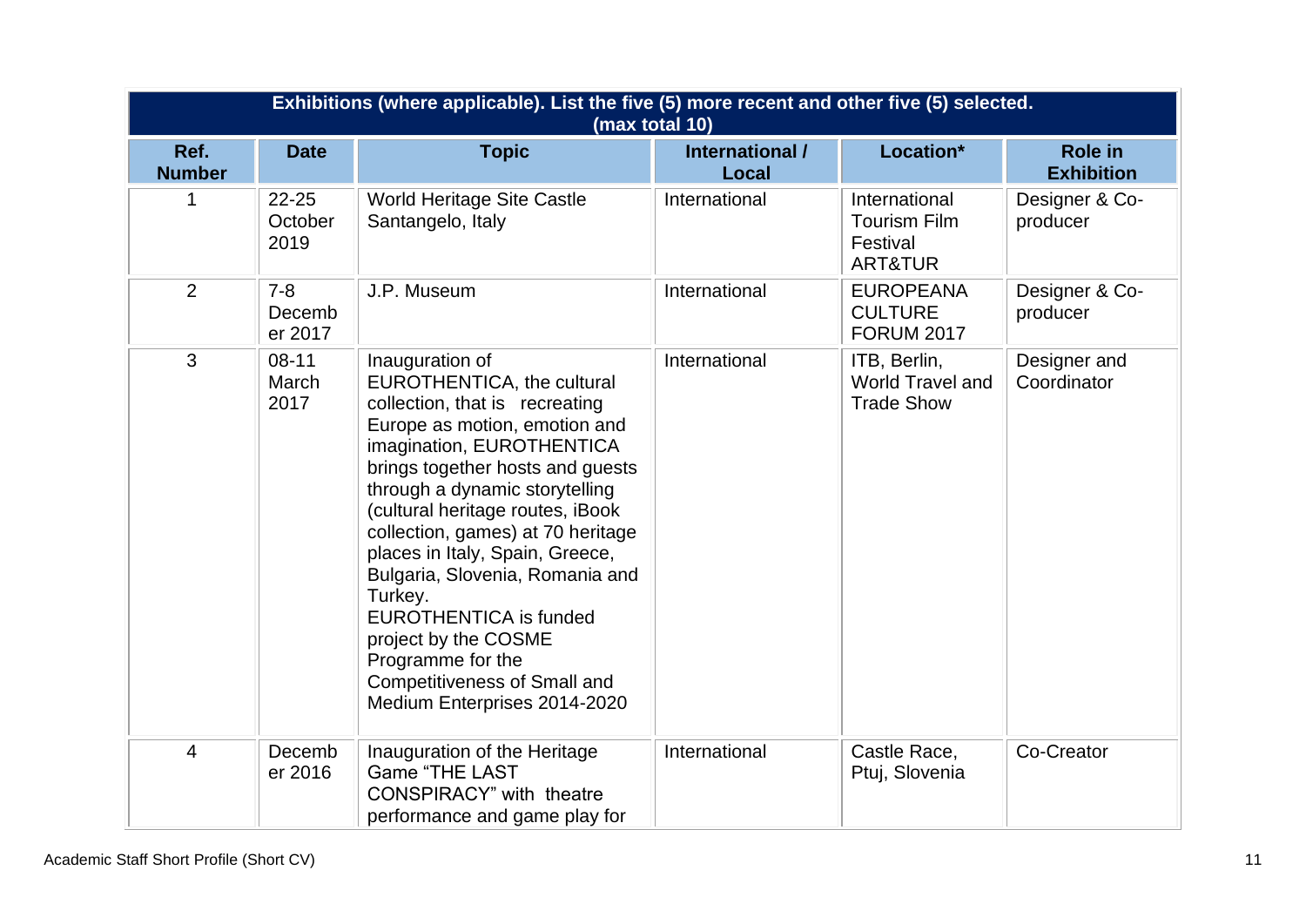| Exhibitions (where applicable). List the five (5) more recent and other five (5) selected. (max total 10) | | | | | |
|---|---|---|---|---|---|
| **Ref. Number** | **Date** | **Topic** | **International / Local** | **Location*** | **Role in Exhibition** |
| 1 | 22-25 October 2019 | World Heritage Site Castle Santangelo, Italy | International | International Tourism Film Festival ART&TUR | Designer & Co-producer |
| 2 | 7-8 December 2017 | J.P. Museum | International | EUROPEANA CULTURE FORUM 2017 | Designer & Co-producer |
| 3 | 08-11 March 2017 | Inauguration of EUROTHENTICA, the cultural collection, that is recreating Europe as motion, emotion and imagination, EUROTHENTICA brings together hosts and guests through a dynamic storytelling (cultural heritage routes, iBook collection, games) at 70 heritage places in Italy, Spain, Greece, Bulgaria, Slovenia, Romania and Turkey. EUROTHENTICA is funded project by the COSME Programme for the Competitiveness of Small and Medium Enterprises 2014-2020 | International | ITB, Berlin, World Travel and Trade Show | Designer and Coordinator |
| 4 | December 2016 | Inauguration of the Heritage Game "THE LAST CONSPIRACY" with theatre performance and game play for | International | Castle Race, Ptuj, Slovenia | Co-Creator |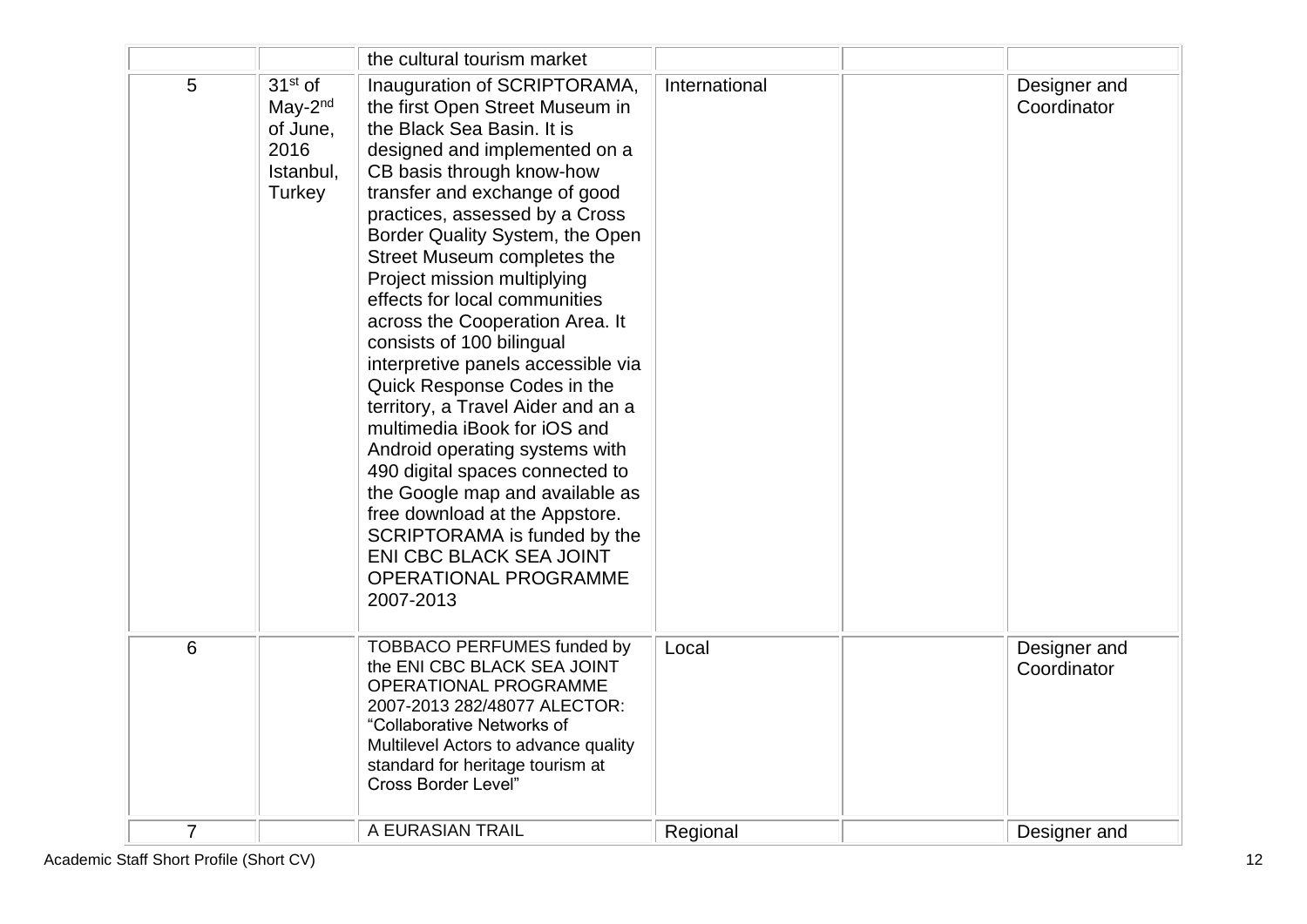| | | | | | |
|---|---|---|---|---|---|
| | | the cultural tourism market | | | |
| 5 | 31st of May-2nd of June, 2016 Istanbul, Turkey | Inauguration of SCRIPTORAMA, the first Open Street Museum in the Black Sea Basin. It is designed and implemented on a CB basis through know-how transfer and exchange of good practices, assessed by a Cross Border Quality System, the Open Street Museum completes the Project mission multiplying effects for local communities across the Cooperation Area. It consists of 100 bilingual interpretive panels accessible via Quick Response Codes in the territory, a Travel Aider and an a multimedia iBook for iOS and Android operating systems with 490 digital spaces connected to the Google map and available as free download at the Appstore. SCRIPTORAMA is funded by the ENI CBC BLACK SEA JOINT OPERATIONAL PROGRAMME 2007-2013 | International | | Designer and Coordinator |
| 6 | | TOBBACO PERFUMES funded by the ENI CBC BLACK SEA JOINT OPERATIONAL PROGRAMME 2007-2013 282/48077 ALECTOR: "Collaborative Networks of Multilevel Actors to advance quality standard for heritage tourism at Cross Border Level" | Local | | Designer and Coordinator |
| 7 | | A EURASIAN TRAIL | Regional | | Designer and |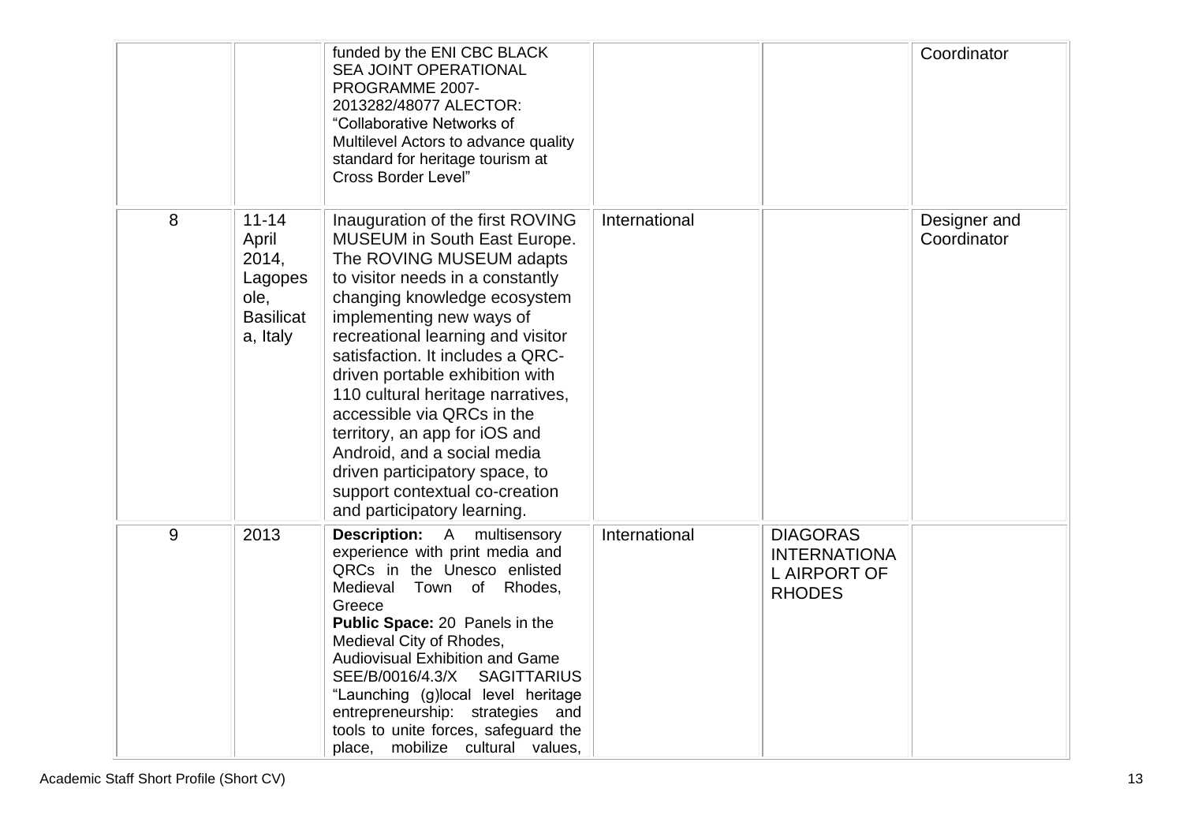| | | | | | |
|---|---|---|---|---|---|
| | | funded by the ENI CBC BLACK SEA JOINT OPERATIONAL PROGRAMME 2007-2013282/48077 ALECTOR: "Collaborative Networks of Multilevel Actors to advance quality standard for heritage tourism at Cross Border Level" | | | Coordinator |
| 8 | 11-14 April 2014, Lagopesole, Basilicata, Italy | Inauguration of the first ROVING MUSEUM in South East Europe. The ROVING MUSEUM adapts to visitor needs in a constantly changing knowledge ecosystem implementing new ways of recreational learning and visitor satisfaction. It includes a QRC-driven portable exhibition with 110 cultural heritage narratives, accessible via QRCs in the territory, an app for iOS and Android, and a social media driven participatory space, to support contextual co-creation and participatory learning. | International | | Designer and Coordinator |
| 9 | 2013 | **Description:** A multisensory experience with print media and QRCs in the Unesco enlisted Medieval Town of Rhodes, Greece **Public Space:** 20 Panels in the Medieval City of Rhodes, Audiovisual Exhibition and Game SEE/B/0016/4.3/X SAGITTARIUS "Launching (g)local level heritage entrepreneurship: strategies and tools to unite forces, safeguard the place, mobilize cultural values, | International | DIAGORAS INTERNATIONAL AIRPORT OF RHODES | |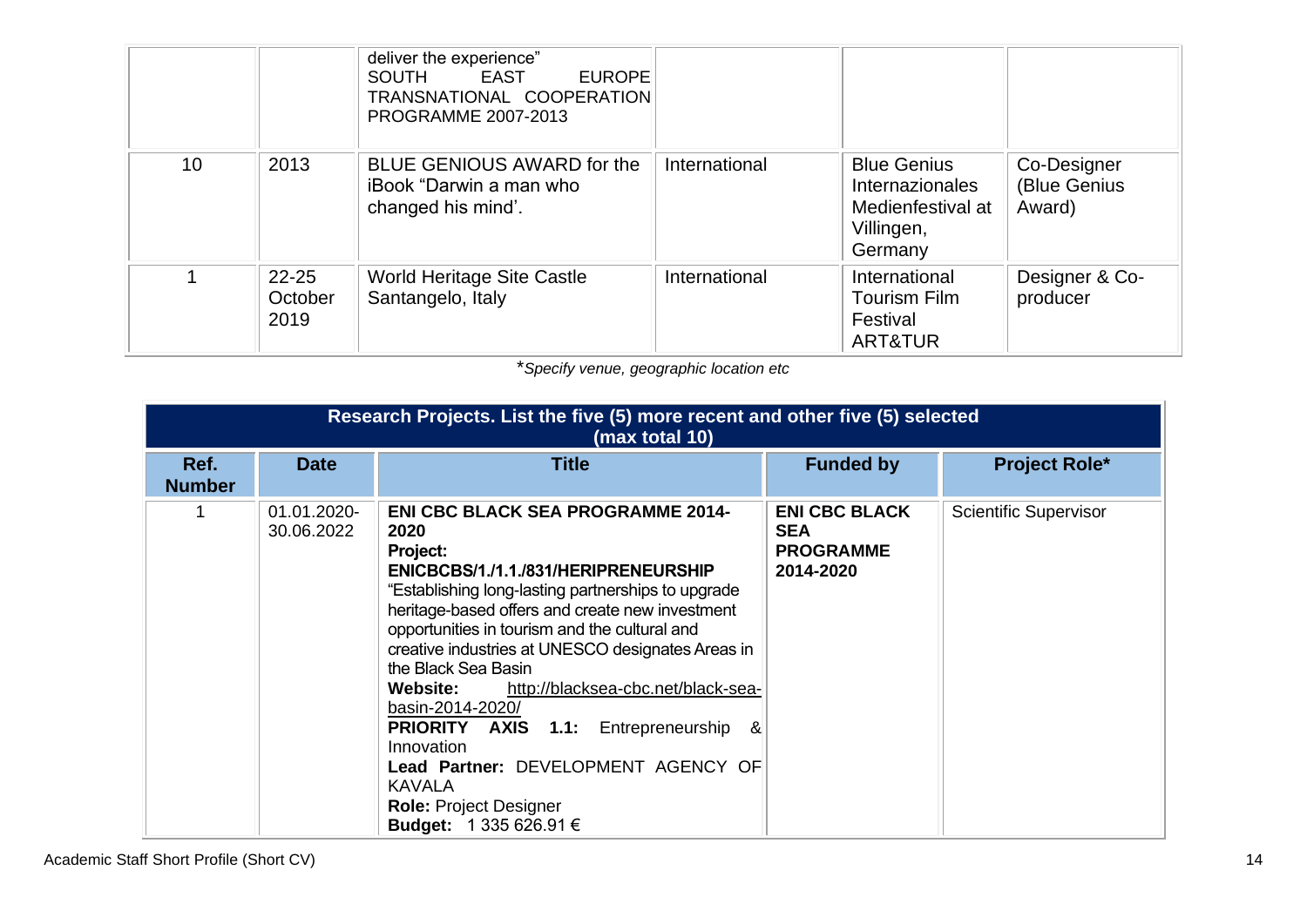| | | | | | |
|---|---|---|---|---|---|
| | | deliver the experience" SOUTH EAST EUROPE TRANSNATIONAL COOPERATION PROGRAMME 2007-2013 | | | |
| 10 | 2013 | BLUE GENIOUS AWARD for the iBook "Darwin a man who changed his mind'. | International | Blue Genius Internazionales Medienfestival at Villingen, Germany | Co-Designer (Blue Genius Award) |
| 1 | 22-25 October 2019 | World Heritage Site Castle Santangelo, Italy | International | International Tourism Film Festival ART&TUR | Designer & Co-producer |

*\*Specify venue, geographic location etc*

| **Research Projects. List the five (5) more recent and other five (5) selected (max total 10)** | | | | |
|---|---|---|---|---|
| **Ref. Number** | **Date** | **Title** | **Funded by** | **Project Role\*** |
| 1 | 01.01.2020-30.06.2022 | **ENI CBC BLACK SEA PROGRAMME 2014-2020** **Project: ENICBCBS/1./1.1./831/HERIPRENEURSHIP** "Establishing long-lasting partnerships to upgrade heritage-based offers and create new investment opportunities in tourism and the cultural and creative industries at UNESCO designates Areas in the Black Sea Basin **Website:** http://blacksea-cbc.net/black-sea-basin-2014-2020/ **PRIORITY AXIS 1.1:** Entrepreneurship & Innovation **Lead Partner:** DEVELOPMENT AGENCY OF KAVALA **Role:** Project Designer **Budget:** 1 335 626.91 € | **ENI CBC BLACK SEA PROGRAMME 2014-2020** | Scientific Supervisor |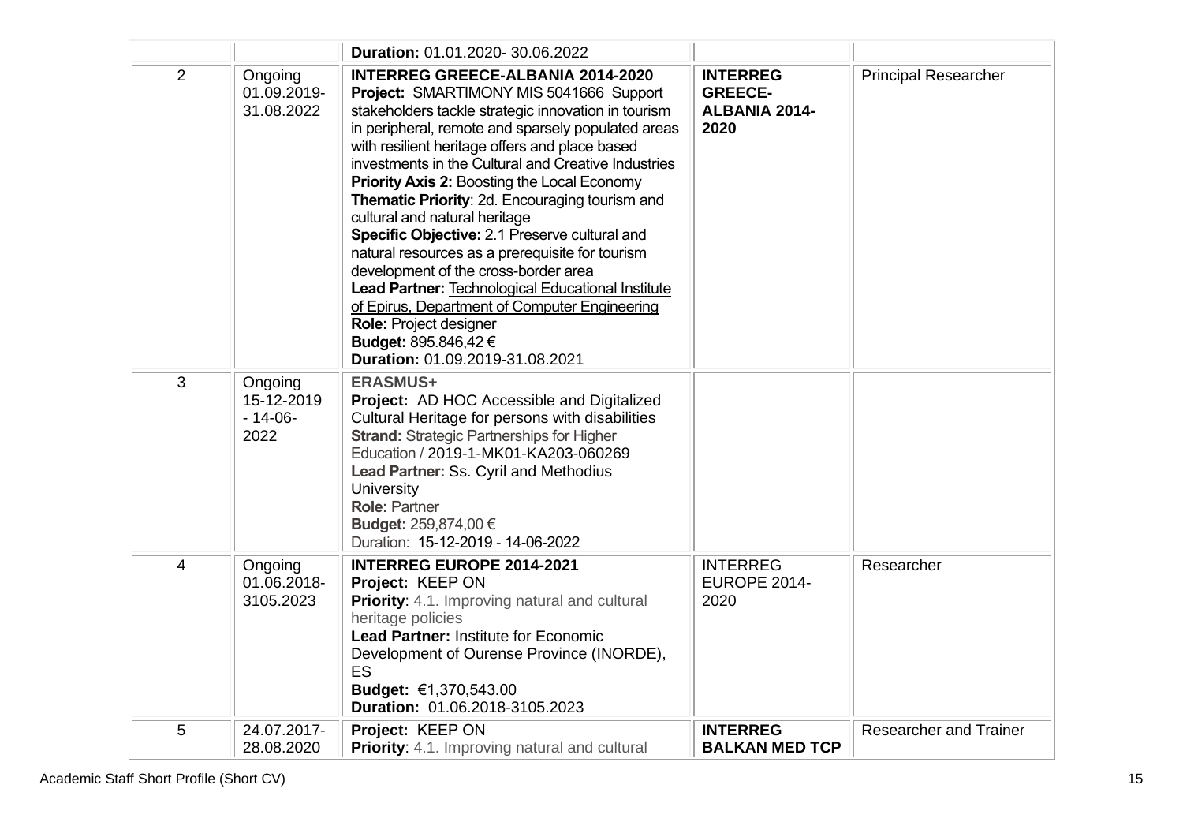| | | | | |
|---|---|---|---|---|
| | | **Duration:** 01.01.2020- 30.06.2022 | | |
| 2 | Ongoing 01.09.2019-31.08.2022 | **INTERREG GREECE-ALBANIA 2014-2020**<br>**Project:** SMARTIMONY MIS 5041666 Support stakeholders tackle strategic innovation in tourism in peripheral, remote and sparsely populated areas with resilient heritage offers and place based investments in the Cultural and Creative Industries<br>**Priority Axis 2:** Boosting the Local Economy<br>**Thematic Priority**: 2d. Encouraging tourism and cultural and natural heritage<br>**Specific Objective:** 2.1 Preserve cultural and natural resources as a prerequisite for tourism development of the cross-border area<br>**Lead Partner:** Technological Educational Institute of Epirus, Department of Computer Engineering<br>**Role:** Project designer<br>**Budget:** 895.846,42 €<br>**Duration:** 01.09.2019-31.08.2021 | **INTERREG GREECE-ALBANIA 2014-2020** | Principal Researcher |
| 3 | Ongoing 15-12-2019 - 14-06-2022 | **ERASMUS+**<br>**Project:** AD HOC Accessible and Digitalized Cultural Heritage for persons with disabilities<br>**Strand:** Strategic Partnerships for Higher Education / 2019-1-MK01-KA203-060269<br>**Lead Partner:** Ss. Cyril and Methodius University<br>**Role:** Partner<br>**Budget:** 259,874,00 €<br>Duration: 15-12-2019 - 14-06-2022 | | |
| 4 | Ongoing 01.06.2018-3105.2023 | **INTERREG EUROPE 2014-2021**<br>**Project:** KEEP ON<br>**Priority**: 4.1. Improving natural and cultural heritage policies<br>**Lead Partner:** Institute for Economic Development of Ourense Province (INORDE), ES<br>**Budget:** €1,370,543.00<br>**Duration:** 01.06.2018-3105.2023 | INTERREG EUROPE 2014-2020 | Researcher |
| 5 | 24.07.2017-28.08.2020 | **Project:** KEEP ON<br>**Priority**: 4.1. Improving natural and cultural | **INTERREG BALKAN MED TCP** | Researcher and Trainer |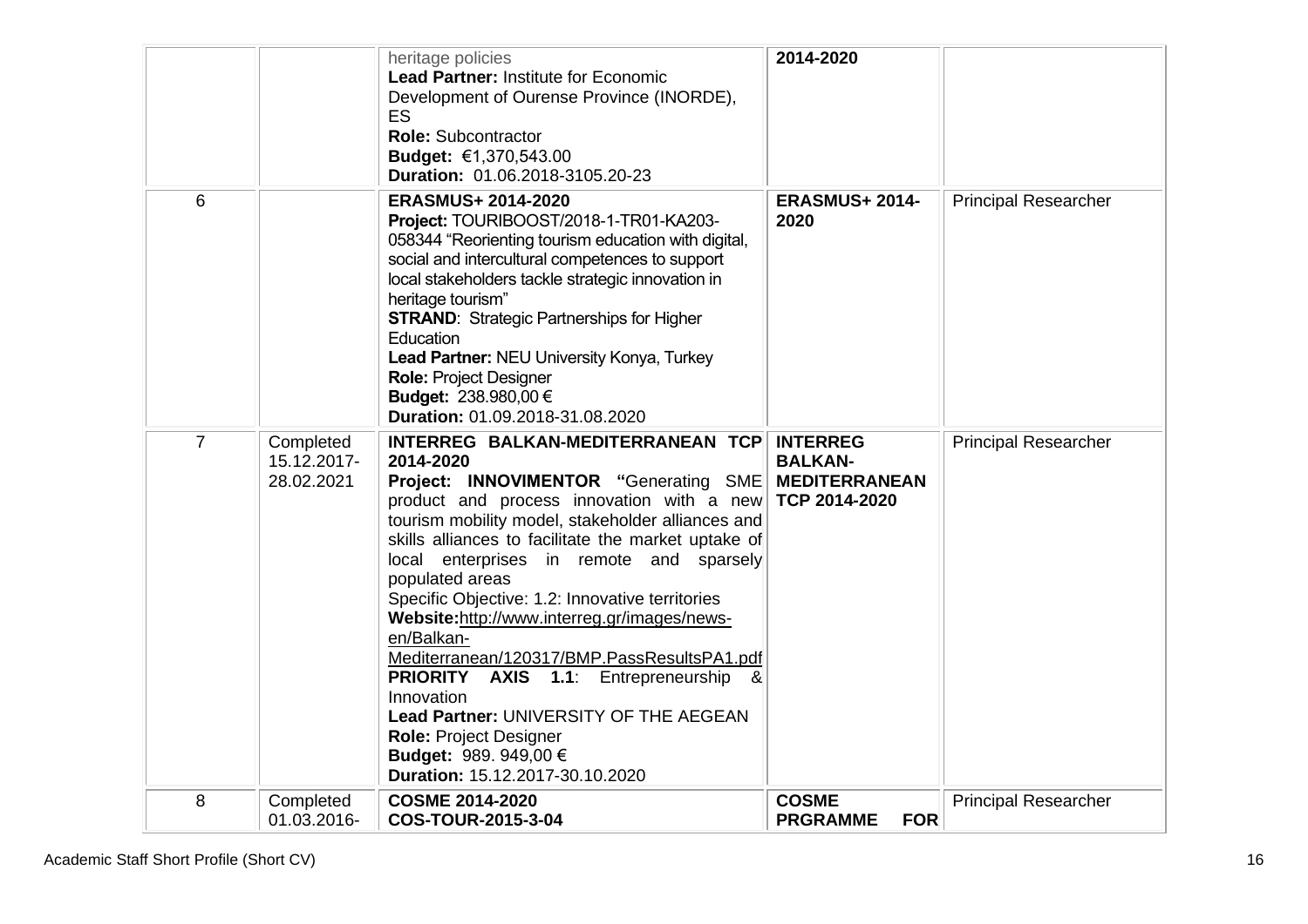| | | | | |
|---|---|---|---|---|
| | | heritage policies<br>**Lead Partner:** Institute for Economic Development of Ourense Province (INORDE), ES<br>**Role:** Subcontractor<br>**Budget:** €1,370,543.00<br>**Duration:** 01.06.2018-3105.20-23 | **2014-2020** | |
| 6 | | **ERASMUS+ 2014-2020**<br>**Project:** TOURIBOOST/2018-1-TR01-KA203-058344 "Reorienting tourism education with digital, social and intercultural competences to support local stakeholders tackle strategic innovation in heritage tourism"<br>**STRAND**: Strategic Partnerships for Higher Education<br>**Lead Partner:** NEU University Konya, Turkey<br>**Role:** Project Designer<br>**Budget:** 238.980,00 €<br>**Duration:** 01.09.2018-31.08.2020 | **ERASMUS+ 2014-2020** | Principal Researcher |
| 7 | Completed 15.12.2017-28.02.2021 | **INTERREG BALKAN-MEDITERRANEAN TCP 2014-2020**<br>**Project: INNOVIMENTOR "**Generating SME product and process innovation with a new tourism mobility model, stakeholder alliances and skills alliances to facilitate the market uptake of local enterprises in remote and sparsely populated areas<br>Specific Objective: 1.2: Innovative territories<br>**Website:**http://www.interreg.gr/images/news-en/Balkan-Mediterranean/120317/BMP.PassResultsPA1.pdf<br>**PRIORITY AXIS 1.1**: Entrepreneurship & Innovation<br>**Lead Partner:** UNIVERSITY OF THE AEGEAN<br>**Role:** Project Designer<br>**Budget:** 989. 949,00 €<br>**Duration:** 15.12.2017-30.10.2020 | **INTERREG BALKAN-MEDITERRANEAN TCP 2014-2020** | Principal Researcher |
| 8 | Completed 01.03.2016- | **COSME 2014-2020**<br>**COS-TOUR-2015-3-04** | **COSME PRGRAMME FOR** | Principal Researcher |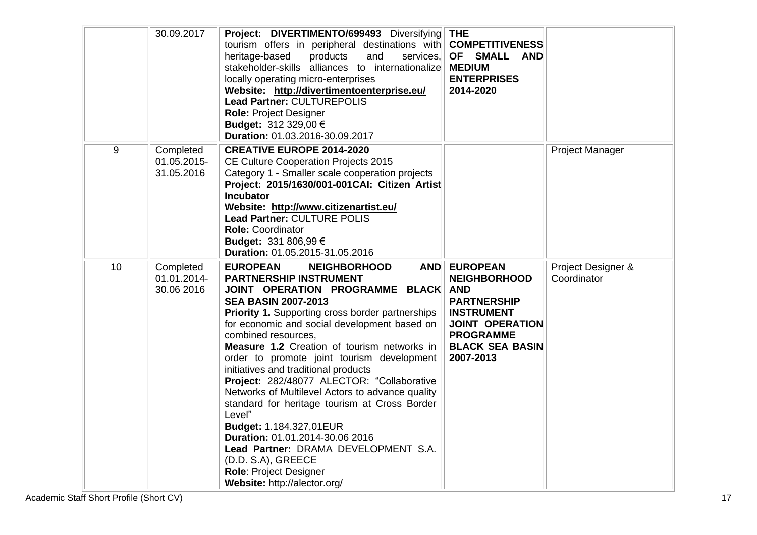| | | | | |
|---|---|---|---|---|
| | 30.09.2017 | **Project: DIVERTIMENTO/699493** Diversifying tourism offers in peripheral destinations with heritage-based products and services, stakeholder-skills alliances to internationalize locally operating micro-enterprises<br>**Website: http://divertimentoenterprise.eu/**<br>**Lead Partner:** CULTUREPOLIS<br>**Role:** Project Designer<br>**Budget:** 312 329,00 €<br>**Duration:** 01.03.2016-30.09.2017 | **THE COMPETITIVENESS OF SMALL AND MEDIUM ENTERPRISES 2014-2020** | |
| 9 | Completed 01.05.2015-31.05.2016 | **CREATIVE EUROPE 2014-2020**<br>CE Culture Cooperation Projects 2015<br>Category 1 - Smaller scale cooperation projects<br>**Project: 2015/1630/001-001CAI: Citizen Artist Incubator**<br>**Website: http://www.citizenartist.eu/**<br>**Lead Partner:** CULTURE POLIS<br>**Role:** Coordinator<br>**Budget:** 331 806,99 €<br>**Duration:** 01.05.2015-31.05.2016 | | Project Manager |
| 10 | Completed 01.01.2014-30.06 2016 | **EUROPEAN NEIGHBORHOOD AND PARTNERSHIP INSTRUMENT JOINT OPERATION PROGRAMME BLACK SEA BASIN 2007-2013**<br>**Priority 1.** Supporting cross border partnerships for economic and social development based on combined resources,<br>**Measure 1.2** Creation of tourism networks in order to promote joint tourism development initiatives and traditional products<br>**Project:** 282/48077 ALECTOR: "Collaborative Networks of Multilevel Actors to advance quality standard for heritage tourism at Cross Border Level"<br>**Budget:** 1.184.327,01EUR<br>**Duration:** 01.01.2014-30.06 2016<br>**Lead Partner:** DRAMA DEVELOPMENT S.A. (D.D. S.A), GREECE<br>**Role**: Project Designer<br>**Website:** http://alector.org/ | **EUROPEAN NEIGHBORHOOD AND PARTNERSHIP INSTRUMENT JOINT OPERATION PROGRAMME BLACK SEA BASIN 2007-2013** | Project Designer & Coordinator |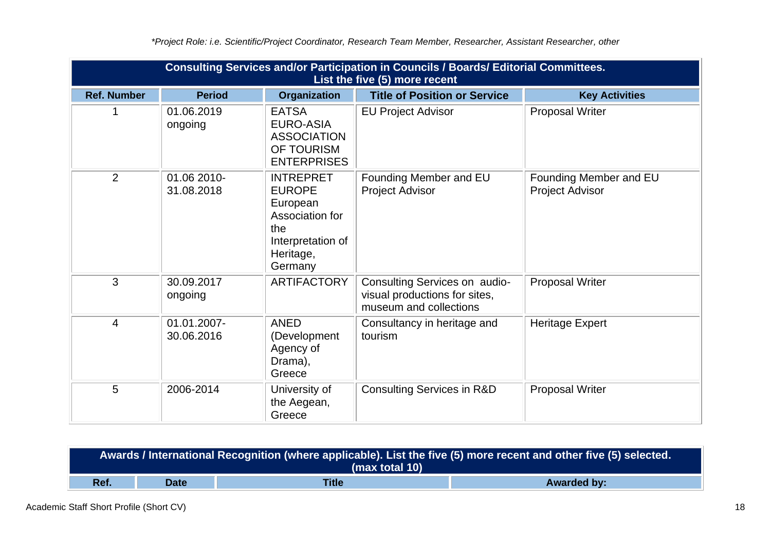*\*Project Role: i.e. Scientific/Project Coordinator, Research Team Member, Researcher, Assistant Researcher, other*

| Consulting Services and/or Participation in Councils / Boards/ Editorial Committees. List the five (5) more recent | | | | |
|---|---|---|---|---|
| **Ref. Number** | **Period** | **Organization** | **Title of Position or Service** | **Key Activities** |
| 1 | 01.06.2019 ongoing | EATSA EURO-ASIA ASSOCIATION OF TOURISM ENTERPRISES | EU Project Advisor | Proposal Writer |
| 2 | 01.06 2010-31.08.2018 | INTREPRET EUROPE European Association for the Interpretation of Heritage, Germany | Founding Member and EU Project Advisor | Founding Member and EU Project Advisor |
| 3 | 30.09.2017 ongoing | ARTIFACTORY | Consulting Services on audio-visual productions for sites, museum and collections | Proposal Writer |
| 4 | 01.01.2007-30.06.2016 | ANED (Development Agency of Drama), Greece | Consultancy in heritage and tourism | Heritage Expert |
| 5 | 2006-2014 | University of the Aegean, Greece | Consulting Services in R&D | Proposal Writer |

| Awards / International Recognition (where applicable). List the five (5) more recent and other five (5) selected. (max total 10) | | | |
|---|---|---|---|
| **Ref.** | **Date** | **Title** | **Awarded by:** |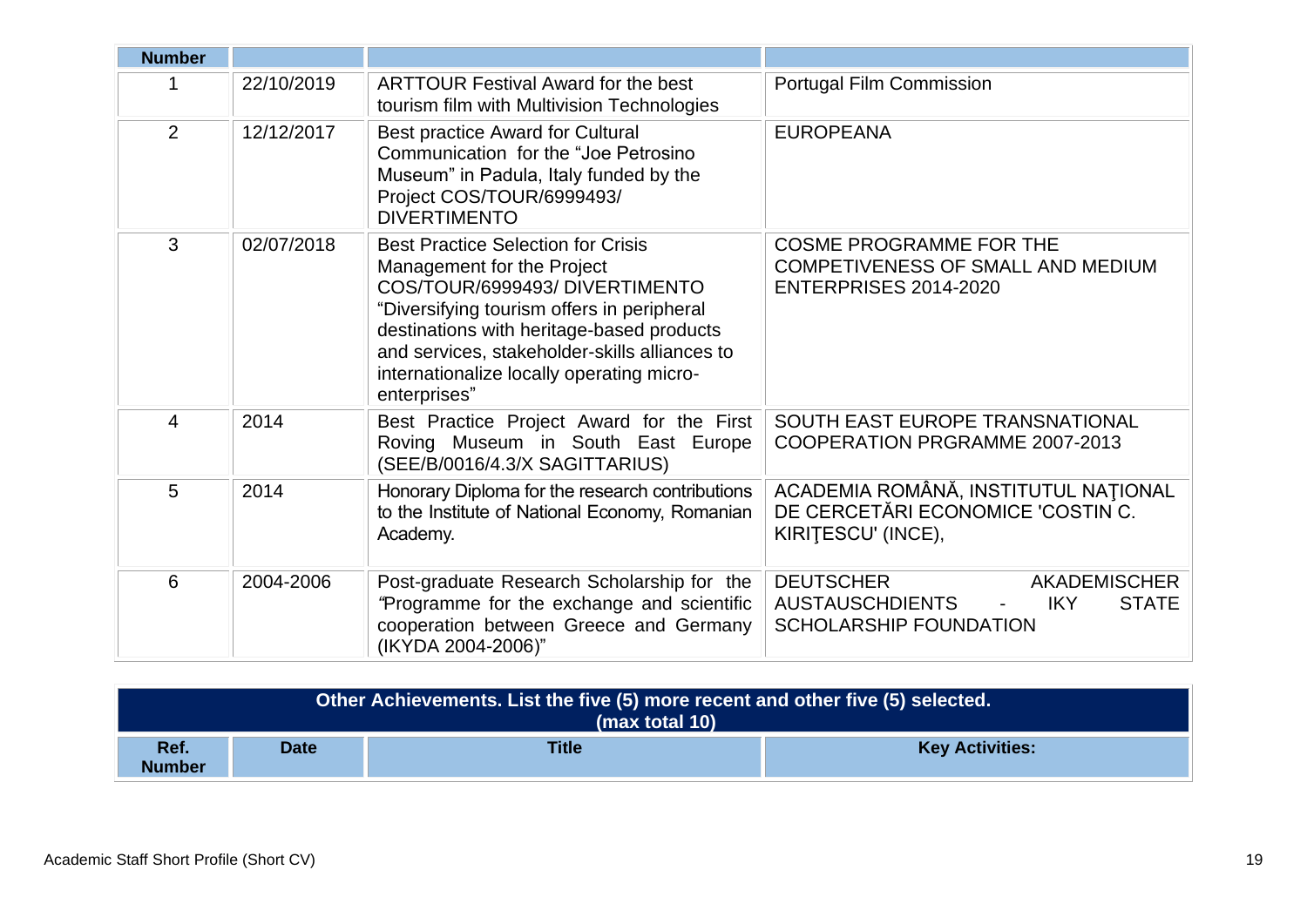| Number | | | |
|---|---|---|---|
| 1 | 22/10/2019 | ARTTOUR Festival Award for the best tourism film with Multivision Technologies | Portugal Film Commission |
| 2 | 12/12/2017 | Best practice Award for Cultural Communication for the "Joe Petrosino Museum" in Padula, Italy funded by the Project COS/TOUR/6999493/ DIVERTIMENTO | EUROPEANA |
| 3 | 02/07/2018 | Best Practice Selection for Crisis Management for the Project COS/TOUR/6999493/ DIVERTIMENTO "Diversifying tourism offers in peripheral destinations with heritage-based products and services, stakeholder-skills alliances to internationalize locally operating micro-enterprises" | COSME PROGRAMME FOR THE COMPETIVENESS OF SMALL AND MEDIUM ENTERPRISES 2014-2020 |
| 4 | 2014 | Best Practice Project Award for the First Roving Museum in South East Europe (SEE/B/0016/4.3/X SAGITTARIUS) | SOUTH EAST EUROPE TRANSNATIONAL COOPERATION PRGRAMME 2007-2013 |
| 5 | 2014 | Honorary Diploma for the research contributions to the Institute of National Economy, Romanian Academy. | ACADEMIA ROMÂNĂ, INSTITUTUL NAŢIONAL DE CERCETĂRI ECONOMICE 'COSTIN C. KIRIŢESCU' (INCE), |
| 6 | 2004-2006 | Post-graduate Research Scholarship for the "Programme for the exchange and scientific cooperation between Greece and Germany (IKYDA 2004-2006)" | DEUTSCHER AKADEMISCHER AUSTAUSCHDIENTS - IKY STATE SCHOLARSHIP FOUNDATION |

| Other Achievements. List the five (5) more recent and other five (5) selected. (max total 10) | | | |
|---|---|---|---|
| Ref. Number | Date | Title | Key Activities: |